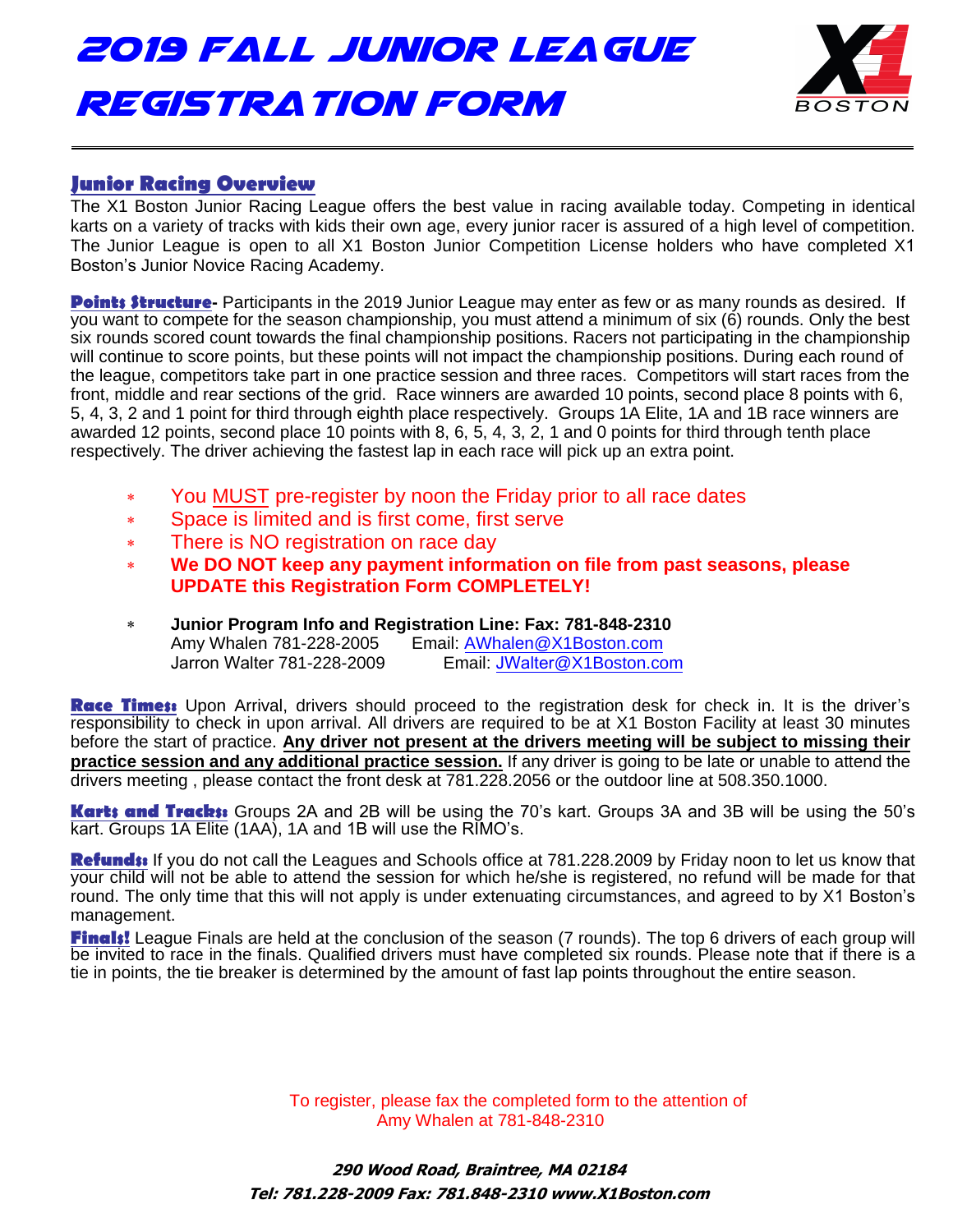# 2019 Fall Junior League Registration Form

X1 BOSTON

## Junior Racing Overview

The X1 Boston Junior Racing League offers the best value in racing available today. Competing in identical karts on a variety of tracks with kids their own age, every junior racer is assured of a high level of competition. The Junior League is open to all X1 Boston Junior Competition License holders who have completed X1 Boston's Junior Novice Racing Academy.

**Points Structure**- Participants in the 2019 Junior League may enter as few or as many rounds as desired. If you want to compete for the season championship, you must attend a minimum of six (6) rounds. Only the best six rounds scored count towards the final championship positions. Racers not participating in the championship will continue to score points, but these points will not impact the championship positions. During each round of the league, competitors take part in one practice session and three races. Competitors will start races from the front, middle and rear sections of the grid. Race winners are awarded 10 points, second place 8 points with 6, 5, 4, 3, 2 and 1 point for third through eighth place respectively. Groups 1A Elite, 1A and 1B race winners are awarded 12 points, second place 10 points with 8, 6, 5, 4, 3, 2, 1 and 0 points for third through tenth place respectively. The driver achieving the fastest lap in each race will pick up an extra point.

- You MUST pre-register by noon the Friday prior to all race dates
- Space is limited and is first come, first serve
- There is NO registration on race day
- **We DO NOT keep any payment information on file from past seasons, please UPDATE this Registration Form COMPLETELY!**

- **Junior Program Info and Registration Line: Fax: 781-848-2310**
  Amy Whalen 781-228-2005 Email: AWhalen@X1Boston.com
  Jarron Walter 781-228-2009 Email: JWalter@X1Boston.com

**Race Times:** Upon Arrival, drivers should proceed to the registration desk for check in. It is the driver's responsibility to check in upon arrival. All drivers are required to be at X1 Boston Facility at least 30 minutes before the start of practice. **Any driver not present at the drivers meeting will be subject to missing their practice session and any additional practice session.** If any driver is going to be late or unable to attend the drivers meeting , please contact the front desk at 781.228.2056 or the outdoor line at 508.350.1000.

**Karts and Tracks:** Groups 2A and 2B will be using the 70's kart. Groups 3A and 3B will be using the 50's kart. Groups 1A Elite (1AA), 1A and 1B will use the RIMO's.

**Refunds:** If you do not call the Leagues and Schools office at 781.228.2009 by Friday noon to let us know that your child will not be able to attend the session for which he/she is registered, no refund will be made for that round. The only time that this will not apply is under extenuating circumstances, and agreed to by X1 Boston's management.

**Finals!** League Finals are held at the conclusion of the season (7 rounds). The top 6 drivers of each group will be invited to race in the finals. Qualified drivers must have completed six rounds. Please note that if there is a tie in points, the tie breaker is determined by the amount of fast lap points throughout the entire season.

To register, please fax the completed form to the attention of Amy Whalen at 781-848-2310

***290 Wood Road, Braintree, MA 02184***
***Tel: 781.228-2009 Fax: 781.848-2310 www.X1Boston.com***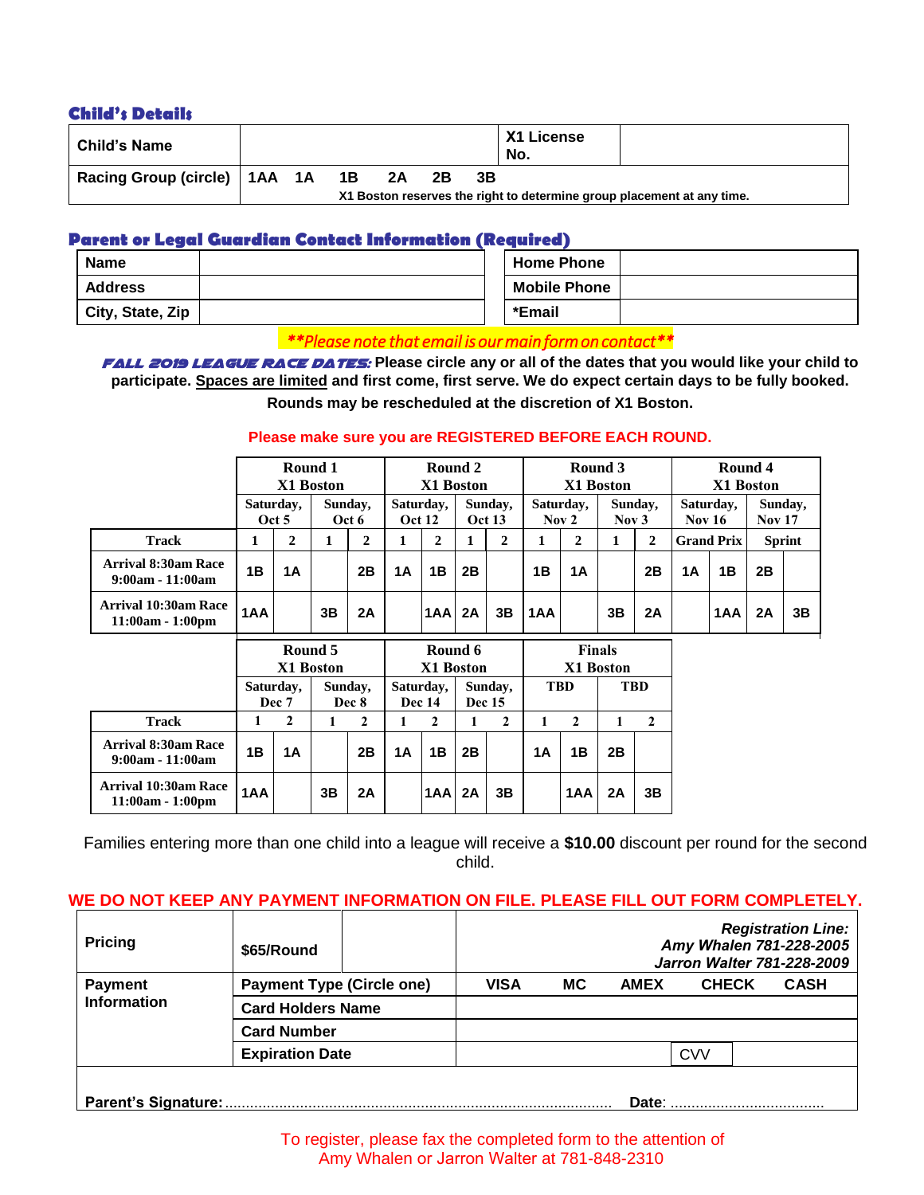### Child's Details

| | | | |
|---|---|---|---|
| **Child's Name** | | **X1 License No.** | |
| **Racing Group (circle)** | **1AA 1A 1B 2A 2B 3B** — X1 Boston reserves the right to determine group placement at any time. | | |

### Parent or Legal Guardian Contact Information (Required)

| | | | |
|---|---|---|---|
| **Name** | | **Home Phone** | |
| **Address** | | **Mobile Phone** | |
| **City, State, Zip** | | ***Email** | |

***Please note that email is our main form on contact***

***FALL 2019 LEAGUE RACE DATES:*** **Please circle any or all of the dates that you would like your child to participate. Spaces are limited and first come, first serve. We do expect certain days to be fully booked.**

**Rounds may be rescheduled at the discretion of X1 Boston.**

**Please make sure you are REGISTERED BEFORE EACH ROUND.**

| | Round 1 X1 Boston | | | | Round 2 X1 Boston | | | | Round 3 X1 Boston | | | | Round 4 X1 Boston | | | |
|---|---|---|---|---|---|---|---|---|---|---|---|---|---|---|---|---|
| | Saturday, Oct 5 | | Sunday, Oct 6 | | Saturday, Oct 12 | | Sunday, Oct 13 | | Saturday, Nov 2 | | Sunday, Nov 3 | | Saturday, Nov 16 | | Sunday, Nov 17 | |
| **Track** | 1 | 2 | 1 | 2 | 1 | 2 | 1 | 2 | 1 | 2 | 1 | 2 | Grand Prix | | Sprint | |
| **Arrival 8:30am Race 9:00am - 11:00am** | 1B | 1A | | 2B | 1A | 1B | 2B | | 1B | 1A | | 2B | 1A | 1B | 2B | |
| **Arrival 10:30am Race 11:00am - 1:00pm** | 1AA | | 3B | 2A | | 1AA | 2A | 3B | 1AA | | 3B | 2A | | 1AA | 2A | 3B |

| | Round 5 X1 Boston | | | | Round 6 X1 Boston | | | | Finals X1 Boston | | | |
|---|---|---|---|---|---|---|---|---|---|---|---|---|
| | Saturday, Dec 7 | | Sunday, Dec 8 | | Saturday, Dec 14 | | Sunday, Dec 15 | | TBD | | TBD | |
| **Track** | 1 | 2 | 1 | 2 | 1 | 2 | 1 | 2 | 1 | 2 | 1 | 2 |
| **Arrival 8:30am Race 9:00am - 11:00am** | 1B | 1A | | 2B | 1A | 1B | 2B | | 1A | 1B | 2B | |
| **Arrival 10:30am Race 11:00am - 1:00pm** | 1AA | | 3B | 2A | | 1AA | 2A | 3B | | 1AA | 2A | 3B |

Families entering more than one child into a league will receive a **$10.00** discount per round for the second child.

**WE DO NOT KEEP ANY PAYMENT INFORMATION ON FILE. PLEASE FILL OUT FORM COMPLETELY.**

| | | | |
|---|---|---|---|
| **Pricing** | **$65/Round** | | ***Registration Line: Amy Whalen 781-228-2005 Jarron Walter 781-228-2009*** |
| **Payment Information** | **Payment Type (Circle one)** | | **VISA MC AMEX CHECK CASH** |
| | **Card Holders Name** | | |
| | **Card Number** | | |
| | **Expiration Date** | | CVV |

**Parent's Signature:**............................................................................................ **Date**: .....................................

To register, please fax the completed form to the attention of Amy Whalen or Jarron Walter at 781-848-2310